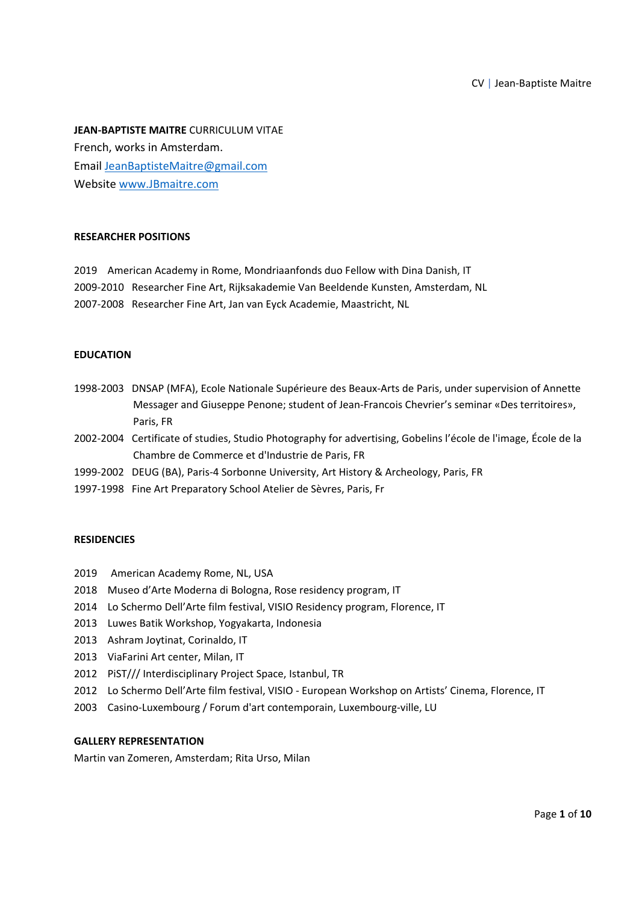**JEAN-BAPTISTE MAITRE** CURRICULUM VITAE
French, works in Amsterdam.
Email [JeanBaptisteMaitre@gmail.com](mailto:JeanBaptisteMaitre@gmail.com)
Website [www.JBmaitre.com](http://www.JBmaitre.com)

## RESEARCHER POSITIONS

2019 American Academy in Rome, Mondriaanfonds duo Fellow with Dina Danish, IT
2009-2010 Researcher Fine Art, Rijksakademie Van Beeldende Kunsten, Amsterdam, NL
2007-2008 Researcher Fine Art, Jan van Eyck Academie, Maastricht, NL

## EDUCATION

1998-2003 DNSAP (MFA), Ecole Nationale Supérieure des Beaux-Arts de Paris, under supervision of Annette Messager and Giuseppe Penone; student of Jean-Francois Chevrier's seminar «Des territoires», Paris, FR
2002-2004 Certificate of studies, Studio Photography for advertising, Gobelins l'école de l'image, École de la Chambre de Commerce et d'Industrie de Paris, FR
1999-2002 DEUG (BA), Paris-4 Sorbonne University, Art History & Archeology, Paris, FR
1997-1998 Fine Art Preparatory School Atelier de Sèvres, Paris, Fr

## RESIDENCIES

2019 American Academy Rome, NL, USA
2018 Museo d'Arte Moderna di Bologna, Rose residency program, IT
2014 Lo Schermo Dell'Arte film festival, VISIO Residency program, Florence, IT
2013 Luwes Batik Workshop, Yogyakarta, Indonesia
2013 Ashram Joytinat, Corinaldo, IT
2013 ViaFarini Art center, Milan, IT
2012 PiST/// Interdisciplinary Project Space, Istanbul, TR
2012 Lo Schermo Dell'Arte film festival, VISIO - European Workshop on Artists' Cinema, Florence, IT
2003 Casino-Luxembourg / Forum d'art contemporain, Luxembourg-ville, LU

## GALLERY REPRESENTATION

Martin van Zomeren, Amsterdam; Rita Urso, Milan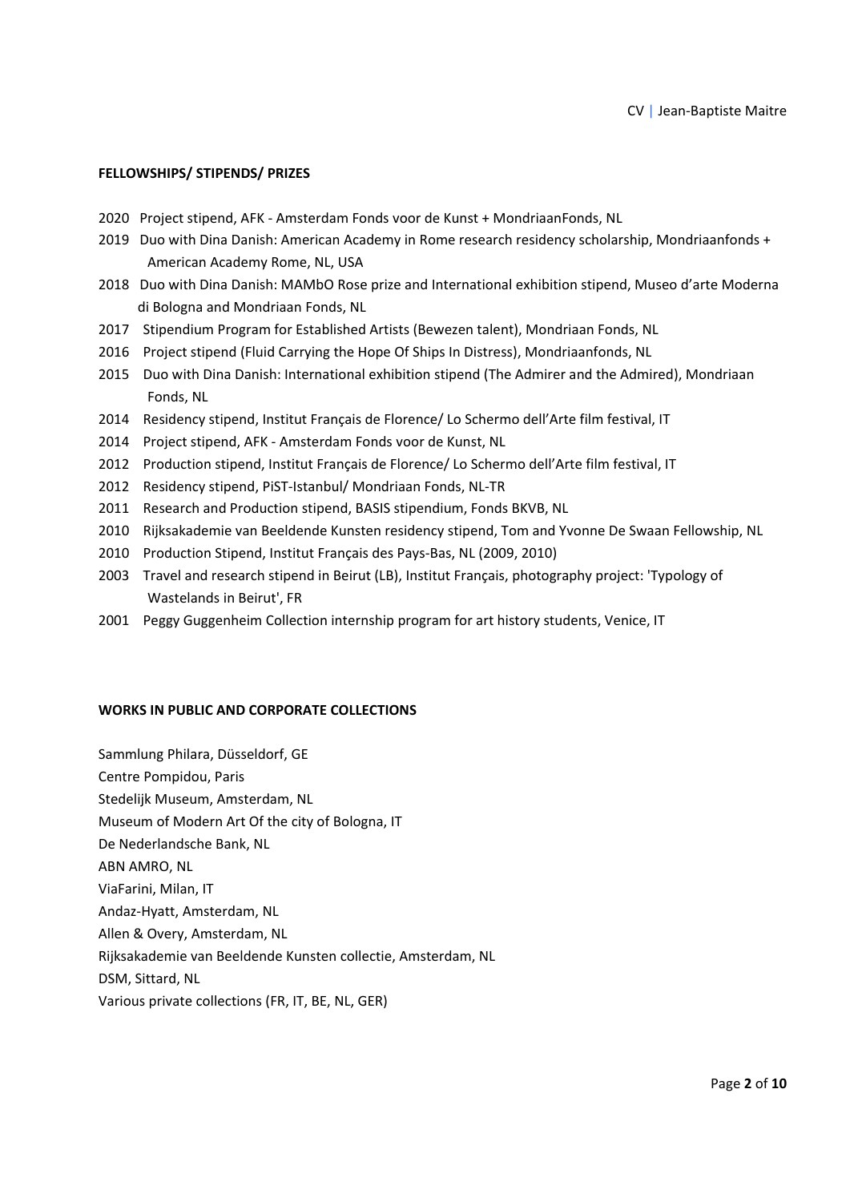## FELLOWSHIPS/ STIPENDS/ PRIZES

2020 Project stipend, AFK - Amsterdam Fonds voor de Kunst + MondriaanFonds, NL
2019 Duo with Dina Danish: American Academy in Rome research residency scholarship, Mondriaanfonds + American Academy Rome, NL, USA
2018 Duo with Dina Danish: MAMbO Rose prize and International exhibition stipend, Museo d'arte Moderna di Bologna and Mondriaan Fonds, NL
2017 Stipendium Program for Established Artists (Bewezen talent), Mondriaan Fonds, NL
2016 Project stipend (Fluid Carrying the Hope Of Ships In Distress), Mondriaanfonds, NL
2015 Duo with Dina Danish: International exhibition stipend (The Admirer and the Admired), Mondriaan Fonds, NL
2014 Residency stipend, Institut Français de Florence/ Lo Schermo dell'Arte film festival, IT
2014 Project stipend, AFK - Amsterdam Fonds voor de Kunst, NL
2012 Production stipend, Institut Français de Florence/ Lo Schermo dell'Arte film festival, IT
2012 Residency stipend, PiST-Istanbul/ Mondriaan Fonds, NL-TR
2011 Research and Production stipend, BASIS stipendium, Fonds BKVB, NL
2010 Rijksakademie van Beeldende Kunsten residency stipend, Tom and Yvonne De Swaan Fellowship, NL
2010 Production Stipend, Institut Français des Pays-Bas, NL (2009, 2010)
2003 Travel and research stipend in Beirut (LB), Institut Français, photography project: 'Typology of Wastelands in Beirut', FR
2001 Peggy Guggenheim Collection internship program for art history students, Venice, IT

## WORKS IN PUBLIC AND CORPORATE COLLECTIONS

Sammlung Philara, Düsseldorf, GE
Centre Pompidou, Paris
Stedelijk Museum, Amsterdam, NL
Museum of Modern Art Of the city of Bologna, IT
De Nederlandsche Bank, NL
ABN AMRO, NL
ViaFarini, Milan, IT
Andaz-Hyatt, Amsterdam, NL
Allen & Overy, Amsterdam, NL
Rijksakademie van Beeldende Kunsten collectie, Amsterdam, NL
DSM, Sittard, NL
Various private collections (FR, IT, BE, NL, GER)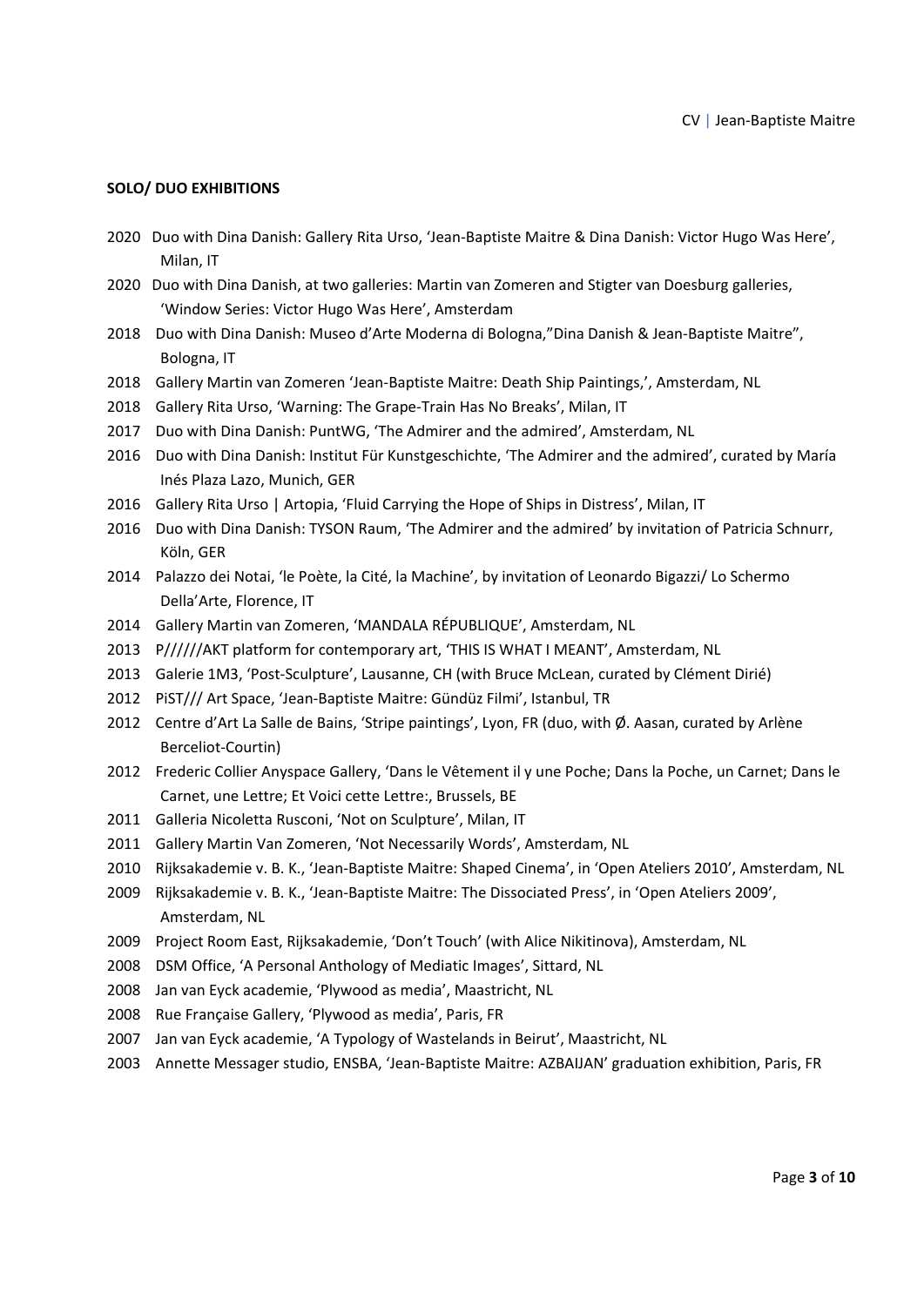**SOLO/ DUO EXHIBITIONS**

2020 Duo with Dina Danish: Gallery Rita Urso, 'Jean-Baptiste Maitre & Dina Danish: Victor Hugo Was Here', Milan, IT

2020 Duo with Dina Danish, at two galleries: Martin van Zomeren and Stigter van Doesburg galleries, 'Window Series: Victor Hugo Was Here', Amsterdam

2018 Duo with Dina Danish: Museo d'Arte Moderna di Bologna,"Dina Danish & Jean-Baptiste Maitre", Bologna, IT

2018 Gallery Martin van Zomeren 'Jean-Baptiste Maitre: Death Ship Paintings,', Amsterdam, NL

2018 Gallery Rita Urso, 'Warning: The Grape-Train Has No Breaks', Milan, IT

2017 Duo with Dina Danish: PuntWG, 'The Admirer and the admired', Amsterdam, NL

2016 Duo with Dina Danish: Institut Für Kunstgeschichte, 'The Admirer and the admired', curated by María Inés Plaza Lazo, Munich, GER

2016 Gallery Rita Urso | Artopia, 'Fluid Carrying the Hope of Ships in Distress', Milan, IT

2016 Duo with Dina Danish: TYSON Raum, 'The Admirer and the admired' by invitation of Patricia Schnurr, Köln, GER

2014 Palazzo dei Notai, 'le Poète, la Cité, la Machine', by invitation of Leonardo Bigazzi/ Lo Schermo Della'Arte, Florence, IT

2014 Gallery Martin van Zomeren, 'MANDALA RÉPUBLIQUE', Amsterdam, NL

2013 P//////AKT platform for contemporary art, 'THIS IS WHAT I MEANT', Amsterdam, NL

2013 Galerie 1M3, 'Post-Sculpture', Lausanne, CH (with Bruce McLean, curated by Clément Dirié)

2012 PiST/// Art Space, 'Jean-Baptiste Maitre: Gündüz Filmi', Istanbul, TR

2012 Centre d'Art La Salle de Bains, 'Stripe paintings', Lyon, FR (duo, with Ø. Aasan, curated by Arlène Berceliot-Courtin)

2012 Frederic Collier Anyspace Gallery, 'Dans le Vêtement il y une Poche; Dans la Poche, un Carnet; Dans le Carnet, une Lettre; Et Voici cette Lettre:, Brussels, BE

2011 Galleria Nicoletta Rusconi, 'Not on Sculpture', Milan, IT

2011 Gallery Martin Van Zomeren, 'Not Necessarily Words', Amsterdam, NL

2010 Rijksakademie v. B. K., 'Jean-Baptiste Maitre: Shaped Cinema', in 'Open Ateliers 2010', Amsterdam, NL

2009 Rijksakademie v. B. K., 'Jean-Baptiste Maitre: The Dissociated Press', in 'Open Ateliers 2009', Amsterdam, NL

2009 Project Room East, Rijksakademie, 'Don't Touch' (with Alice Nikitinova), Amsterdam, NL

2008 DSM Office, 'A Personal Anthology of Mediatic Images', Sittard, NL

2008 Jan van Eyck academie, 'Plywood as media', Maastricht, NL

2008 Rue Française Gallery, 'Plywood as media', Paris, FR

2007 Jan van Eyck academie, 'A Typology of Wastelands in Beirut', Maastricht, NL

2003 Annette Messager studio, ENSBA, 'Jean-Baptiste Maitre: AZBAIJAN' graduation exhibition, Paris, FR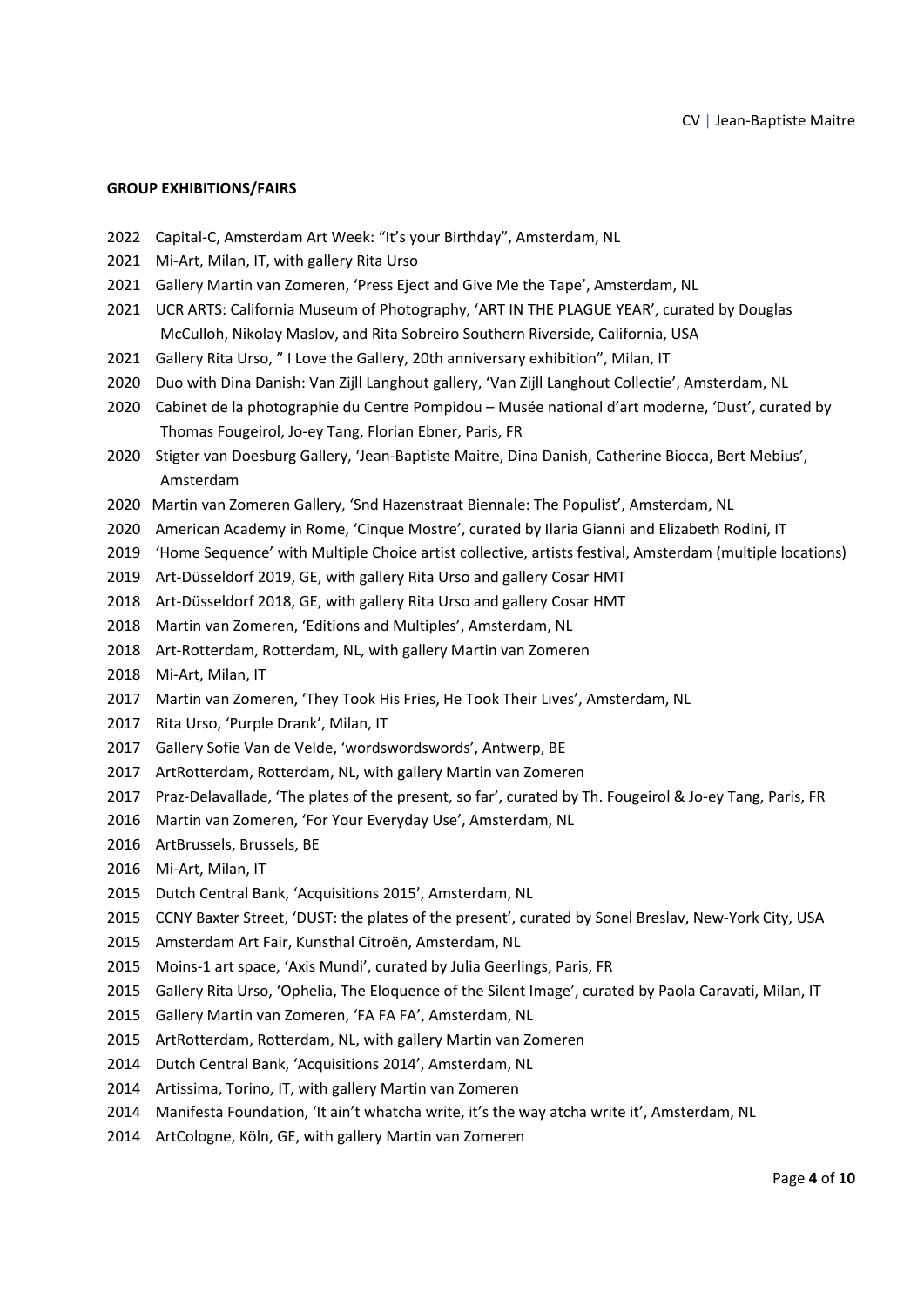**GROUP EXHIBITIONS/FAIRS**

2022 Capital-C, Amsterdam Art Week: "It's your Birthday", Amsterdam, NL
2021 Mi-Art, Milan, IT, with gallery Rita Urso
2021 Gallery Martin van Zomeren, 'Press Eject and Give Me the Tape', Amsterdam, NL
2021 UCR ARTS: California Museum of Photography, 'ART IN THE PLAGUE YEAR', curated by Douglas McCulloh, Nikolay Maslov, and Rita Sobreiro Southern Riverside, California, USA
2021 Gallery Rita Urso, " I Love the Gallery, 20th anniversary exhibition", Milan, IT
2020 Duo with Dina Danish: Van Zijll Langhout gallery, 'Van Zijll Langhout Collectie', Amsterdam, NL
2020 Cabinet de la photographie du Centre Pompidou – Musée national d'art moderne, 'Dust', curated by Thomas Fougeirol, Jo-ey Tang, Florian Ebner, Paris, FR
2020 Stigter van Doesburg Gallery, 'Jean-Baptiste Maitre, Dina Danish, Catherine Biocca, Bert Mebius', Amsterdam
2020 Martin van Zomeren Gallery, 'Snd Hazenstraat Biennale: The Populist', Amsterdam, NL
2020 American Academy in Rome, 'Cinque Mostre', curated by Ilaria Gianni and Elizabeth Rodini, IT
2019 'Home Sequence' with Multiple Choice artist collective, artists festival, Amsterdam (multiple locations)
2019 Art-Düsseldorf 2019, GE, with gallery Rita Urso and gallery Cosar HMT
2018 Art-Düsseldorf 2018, GE, with gallery Rita Urso and gallery Cosar HMT
2018 Martin van Zomeren, 'Editions and Multiples', Amsterdam, NL
2018 Art-Rotterdam, Rotterdam, NL, with gallery Martin van Zomeren
2018 Mi-Art, Milan, IT
2017 Martin van Zomeren, 'They Took His Fries, He Took Their Lives', Amsterdam, NL
2017 Rita Urso, 'Purple Drank', Milan, IT
2017 Gallery Sofie Van de Velde, 'wordswordswords', Antwerp, BE
2017 ArtRotterdam, Rotterdam, NL, with gallery Martin van Zomeren
2017 Praz-Delavallade, 'The plates of the present, so far', curated by Th. Fougeirol & Jo-ey Tang, Paris, FR
2016 Martin van Zomeren, 'For Your Everyday Use', Amsterdam, NL
2016 ArtBrussels, Brussels, BE
2016 Mi-Art, Milan, IT
2015 Dutch Central Bank, 'Acquisitions 2015', Amsterdam, NL
2015 CCNY Baxter Street, 'DUST: the plates of the present', curated by Sonel Breslav, New-York City, USA
2015 Amsterdam Art Fair, Kunsthal Citroën, Amsterdam, NL
2015 Moins-1 art space, 'Axis Mundi', curated by Julia Geerlings, Paris, FR
2015 Gallery Rita Urso, 'Ophelia, The Eloquence of the Silent Image', curated by Paola Caravati, Milan, IT
2015 Gallery Martin van Zomeren, 'FA FA FA', Amsterdam, NL
2015 ArtRotterdam, Rotterdam, NL, with gallery Martin van Zomeren
2014 Dutch Central Bank, 'Acquisitions 2014', Amsterdam, NL
2014 Artissima, Torino, IT, with gallery Martin van Zomeren
2014 Manifesta Foundation, 'It ain't whatcha write, it's the way atcha write it', Amsterdam, NL
2014 ArtCologne, Köln, GE, with gallery Martin van Zomeren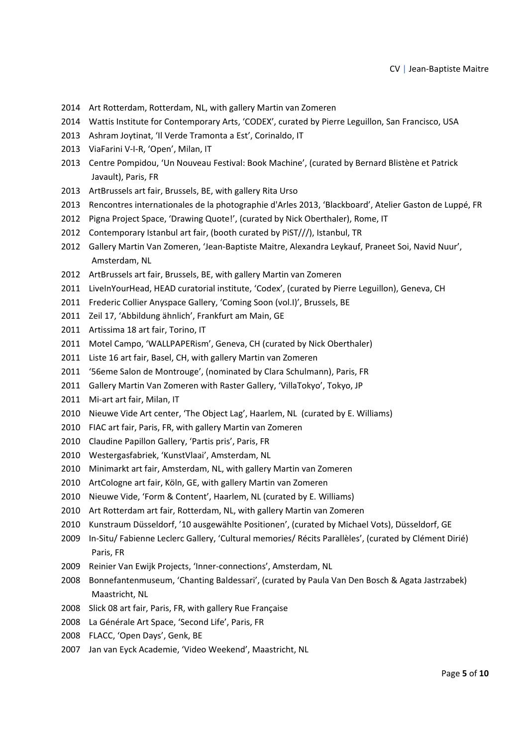2014 Art Rotterdam, Rotterdam, NL, with gallery Martin van Zomeren
2014 Wattis Institute for Contemporary Arts, 'CODEX', curated by Pierre Leguillon, San Francisco, USA
2013 Ashram Joytinat, 'Il Verde Tramonta a Est', Corinaldo, IT
2013 ViaFarini V-I-R, 'Open', Milan, IT
2013 Centre Pompidou, 'Un Nouveau Festival: Book Machine', (curated by Bernard Blistène et Patrick Javault), Paris, FR
2013 ArtBrussels art fair, Brussels, BE, with gallery Rita Urso
2013 Rencontres internationales de la photographie d'Arles 2013, 'Blackboard', Atelier Gaston de Luppé, FR
2012 Pigna Project Space, 'Drawing Quote!', (curated by Nick Oberthaler), Rome, IT
2012 Contemporary Istanbul art fair, (booth curated by PiST///), Istanbul, TR
2012 Gallery Martin Van Zomeren, 'Jean-Baptiste Maitre, Alexandra Leykauf, Praneet Soi, Navid Nuur', Amsterdam, NL
2012 ArtBrussels art fair, Brussels, BE, with gallery Martin van Zomeren
2011 LiveInYourHead, HEAD curatorial institute, 'Codex', (curated by Pierre Leguillon), Geneva, CH
2011 Frederic Collier Anyspace Gallery, 'Coming Soon (vol.I)', Brussels, BE
2011 Zeil 17, 'Abbildung ähnlich', Frankfurt am Main, GE
2011 Artissima 18 art fair, Torino, IT
2011 Motel Campo, 'WALLPAPERism', Geneva, CH (curated by Nick Oberthaler)
2011 Liste 16 art fair, Basel, CH, with gallery Martin van Zomeren
2011 '56eme Salon de Montrouge', (nominated by Clara Schulmann), Paris, FR
2011 Gallery Martin Van Zomeren with Raster Gallery, 'VillaTokyo', Tokyo, JP
2011 Mi-art art fair, Milan, IT
2010 Nieuwe Vide Art center, 'The Object Lag', Haarlem, NL (curated by E. Williams)
2010 FIAC art fair, Paris, FR, with gallery Martin van Zomeren
2010 Claudine Papillon Gallery, 'Partis pris', Paris, FR
2010 Westergasfabriek, 'KunstVlaai', Amsterdam, NL
2010 Minimarkt art fair, Amsterdam, NL, with gallery Martin van Zomeren
2010 ArtCologne art fair, Köln, GE, with gallery Martin van Zomeren
2010 Nieuwe Vide, 'Form & Content', Haarlem, NL (curated by E. Williams)
2010 Art Rotterdam art fair, Rotterdam, NL, with gallery Martin van Zomeren
2010 Kunstraum Düsseldorf, '10 ausgewählte Positionen', (curated by Michael Vots), Düsseldorf, GE
2009 In-Situ/ Fabienne Leclerc Gallery, 'Cultural memories/ Récits Parallèles', (curated by Clément Dirié) Paris, FR
2009 Reinier Van Ewijk Projects, 'Inner-connections', Amsterdam, NL
2008 Bonnefantenmuseum, 'Chanting Baldessari', (curated by Paula Van Den Bosch & Agata Jastrzabek) Maastricht, NL
2008 Slick 08 art fair, Paris, FR, with gallery Rue Française
2008 La Générale Art Space, 'Second Life', Paris, FR
2008 FLACC, 'Open Days', Genk, BE
2007 Jan van Eyck Academie, 'Video Weekend', Maastricht, NL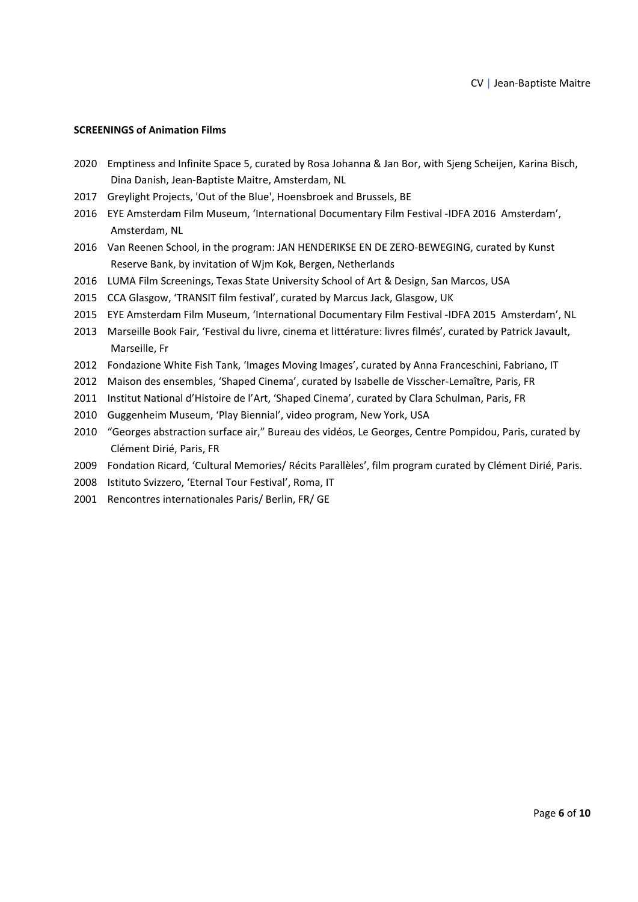**SCREENINGS of Animation Films**

2020 Emptiness and Infinite Space 5, curated by Rosa Johanna & Jan Bor, with Sjeng Scheijen, Karina Bisch, Dina Danish, Jean-Baptiste Maitre, Amsterdam, NL

2017 Greylight Projects, 'Out of the Blue', Hoensbroek and Brussels, BE

2016 EYE Amsterdam Film Museum, 'International Documentary Film Festival -IDFA 2016 Amsterdam', Amsterdam, NL

2016 Van Reenen School, in the program: JAN HENDERIKSE EN DE ZERO-BEWEGING, curated by Kunst Reserve Bank, by invitation of Wjm Kok, Bergen, Netherlands

2016 LUMA Film Screenings, Texas State University School of Art & Design, San Marcos, USA

2015 CCA Glasgow, 'TRANSIT film festival', curated by Marcus Jack, Glasgow, UK

2015 EYE Amsterdam Film Museum, 'International Documentary Film Festival -IDFA 2015 Amsterdam', NL

2013 Marseille Book Fair, 'Festival du livre, cinema et littérature: livres filmés', curated by Patrick Javault, Marseille, Fr

2012 Fondazione White Fish Tank, 'Images Moving Images', curated by Anna Franceschini, Fabriano, IT

2012 Maison des ensembles, 'Shaped Cinema', curated by Isabelle de Visscher-Lemaître, Paris, FR

2011 Institut National d'Histoire de l'Art, 'Shaped Cinema', curated by Clara Schulman, Paris, FR

2010 Guggenheim Museum, 'Play Biennial', video program, New York, USA

2010 "Georges abstraction surface air," Bureau des vidéos, Le Georges, Centre Pompidou, Paris, curated by Clément Dirié, Paris, FR

2009 Fondation Ricard, 'Cultural Memories/ Récits Parallèles', film program curated by Clément Dirié, Paris.

2008 Istituto Svizzero, 'Eternal Tour Festival', Roma, IT

2001 Rencontres internationales Paris/ Berlin, FR/ GE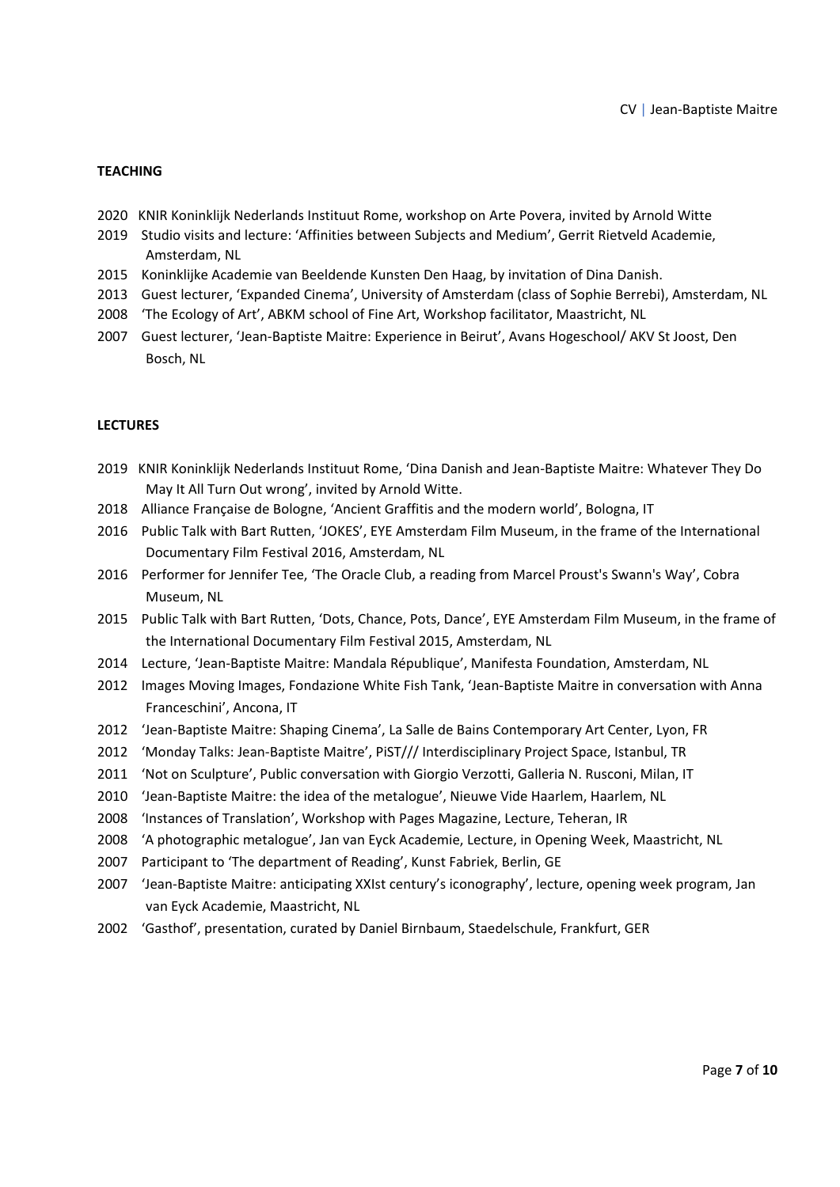## TEACHING

2020 KNIR Koninklijk Nederlands Instituut Rome, workshop on Arte Povera, invited by Arnold Witte
2019 Studio visits and lecture: 'Affinities between Subjects and Medium', Gerrit Rietveld Academie, Amsterdam, NL
2015 Koninklijke Academie van Beeldende Kunsten Den Haag, by invitation of Dina Danish.
2013 Guest lecturer, 'Expanded Cinema', University of Amsterdam (class of Sophie Berrebi), Amsterdam, NL
2008 'The Ecology of Art', ABKM school of Fine Art, Workshop facilitator, Maastricht, NL
2007 Guest lecturer, 'Jean-Baptiste Maitre: Experience in Beirut', Avans Hogeschool/ AKV St Joost, Den Bosch, NL

## LECTURES

2019 KNIR Koninklijk Nederlands Instituut Rome, 'Dina Danish and Jean-Baptiste Maitre: Whatever They Do May It All Turn Out wrong', invited by Arnold Witte.
2018 Alliance Française de Bologne, 'Ancient Graffitis and the modern world', Bologna, IT
2016 Public Talk with Bart Rutten, 'JOKES', EYE Amsterdam Film Museum, in the frame of the International Documentary Film Festival 2016, Amsterdam, NL
2016 Performer for Jennifer Tee, 'The Oracle Club, a reading from Marcel Proust's Swann's Way', Cobra Museum, NL
2015 Public Talk with Bart Rutten, 'Dots, Chance, Pots, Dance', EYE Amsterdam Film Museum, in the frame of the International Documentary Film Festival 2015, Amsterdam, NL
2014 Lecture, 'Jean-Baptiste Maitre: Mandala République', Manifesta Foundation, Amsterdam, NL
2012 Images Moving Images, Fondazione White Fish Tank, 'Jean-Baptiste Maitre in conversation with Anna Franceschini', Ancona, IT
2012 'Jean-Baptiste Maitre: Shaping Cinema', La Salle de Bains Contemporary Art Center, Lyon, FR
2012 'Monday Talks: Jean-Baptiste Maitre', PiST/// Interdisciplinary Project Space, Istanbul, TR
2011 'Not on Sculpture', Public conversation with Giorgio Verzotti, Galleria N. Rusconi, Milan, IT
2010 'Jean-Baptiste Maitre: the idea of the metalogue', Nieuwe Vide Haarlem, Haarlem, NL
2008 'Instances of Translation', Workshop with Pages Magazine, Lecture, Teheran, IR
2008 'A photographic metalogue', Jan van Eyck Academie, Lecture, in Opening Week, Maastricht, NL
2007 Participant to 'The department of Reading', Kunst Fabriek, Berlin, GE
2007 'Jean-Baptiste Maitre: anticipating XXIst century's iconography', lecture, opening week program, Jan van Eyck Academie, Maastricht, NL
2002 'Gasthof', presentation, curated by Daniel Birnbaum, Staedelschule, Frankfurt, GER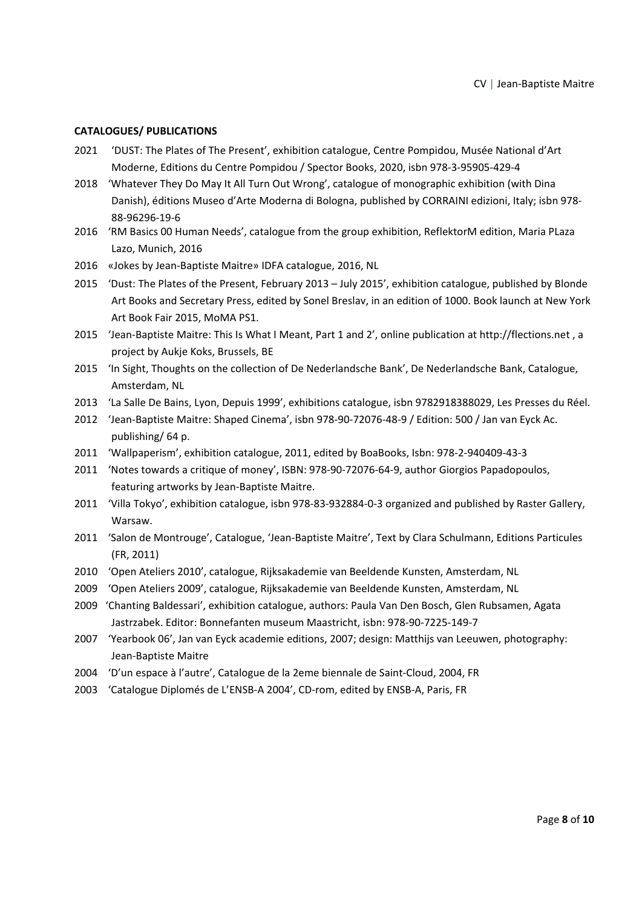**CATALOGUES/ PUBLICATIONS**

2021 'DUST: The Plates of The Present', exhibition catalogue, Centre Pompidou, Musée National d'Art Moderne, Editions du Centre Pompidou / Spector Books, 2020, isbn 978-3-95905-429-4

2018 'Whatever They Do May It All Turn Out Wrong', catalogue of monographic exhibition (with Dina Danish), éditions Museo d'Arte Moderna di Bologna, published by CORRAINI edizioni, Italy; isbn 978-88-96296-19-6

2016 'RM Basics 00 Human Needs', catalogue from the group exhibition, ReflektorM edition, Maria PLaza Lazo, Munich, 2016

2016 «Jokes by Jean-Baptiste Maitre» IDFA catalogue, 2016, NL

2015 'Dust: The Plates of the Present, February 2013 – July 2015', exhibition catalogue, published by Blonde Art Books and Secretary Press, edited by Sonel Breslav, in an edition of 1000. Book launch at New York Art Book Fair 2015, MoMA PS1.

2015 'Jean-Baptiste Maitre: This Is What I Meant, Part 1 and 2', online publication at http://flections.net , a project by Aukje Koks, Brussels, BE

2015 'In Sight, Thoughts on the collection of De Nederlandsche Bank', De Nederlandsche Bank, Catalogue, Amsterdam, NL

2013 'La Salle De Bains, Lyon, Depuis 1999', exhibitions catalogue, isbn 9782918388029, Les Presses du Réel.

2012 'Jean-Baptiste Maitre: Shaped Cinema', isbn 978-90-72076-48-9 / Edition: 500 / Jan van Eyck Ac. publishing/ 64 p.

2011 'Wallpaperism', exhibition catalogue, 2011, edited by BoaBooks, Isbn: 978-2-940409-43-3

2011 'Notes towards a critique of money', ISBN: 978-90-72076-64-9, author Giorgios Papadopoulos, featuring artworks by Jean-Baptiste Maitre.

2011 'Villa Tokyo', exhibition catalogue, isbn 978-83-932884-0-3 organized and published by Raster Gallery, Warsaw.

2011 'Salon de Montrouge', Catalogue, 'Jean-Baptiste Maitre', Text by Clara Schulmann, Editions Particules (FR, 2011)

2010 'Open Ateliers 2010', catalogue, Rijksakademie van Beeldende Kunsten, Amsterdam, NL

2009 'Open Ateliers 2009', catalogue, Rijksakademie van Beeldende Kunsten, Amsterdam, NL

2009 'Chanting Baldessari', exhibition catalogue, authors: Paula Van Den Bosch, Glen Rubsamen, Agata Jastrzabek. Editor: Bonnefanten museum Maastricht, isbn: 978-90-7225-149-7

2007 'Yearbook 06', Jan van Eyck academie editions, 2007; design: Matthijs van Leeuwen, photography: Jean-Baptiste Maitre

2004 'D'un espace à l'autre', Catalogue de la 2eme biennale de Saint-Cloud, 2004, FR

2003 'Catalogue Diplomés de L'ENSB-A 2004', CD-rom, edited by ENSB-A, Paris, FR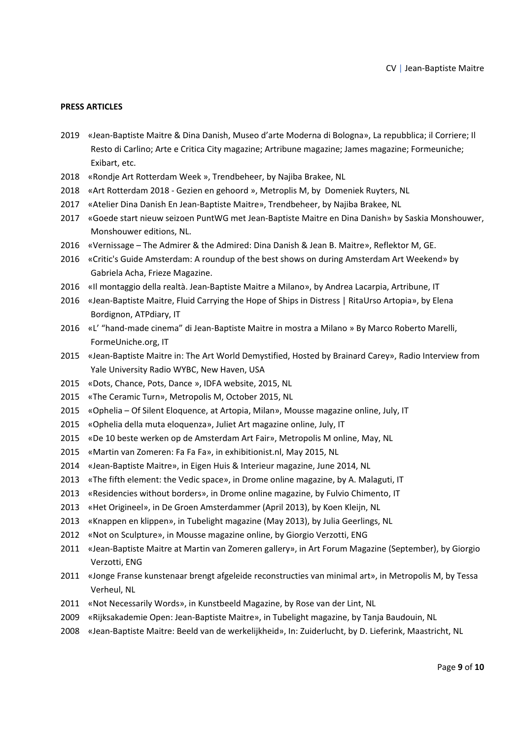## PRESS ARTICLES

2019 «Jean-Baptiste Maitre & Dina Danish, Museo d'arte Moderna di Bologna», La repubblica; il Corriere; Il Resto di Carlino; Arte e Critica City magazine; Artribune magazine; James magazine; Formeuniche; Exibart, etc.

2018 «Rondje Art Rotterdam Week », Trendbeheer, by Najiba Brakee, NL

2018 «Art Rotterdam 2018 - Gezien en gehoord », Metroplis M, by Domeniek Ruyters, NL

2017 «Atelier Dina Danish En Jean-Baptiste Maitre», Trendbeheer, by Najiba Brakee, NL

2017 «Goede start nieuw seizoen PuntWG met Jean-Baptiste Maitre en Dina Danish» by Saskia Monshouwer, Monshouwer editions, NL.

2016 «Vernissage – The Admirer & the Admired: Dina Danish & Jean B. Maitre», Reflektor M, GE.

2016 «Critic's Guide Amsterdam: A roundup of the best shows on during Amsterdam Art Weekend» by Gabriela Acha, Frieze Magazine.

2016 «Il montaggio della realtà. Jean-Baptiste Maitre a Milano», by Andrea Lacarpia, Artribune, IT

2016 «Jean-Baptiste Maitre, Fluid Carrying the Hope of Ships in Distress | RitaUrso Artopia», by Elena Bordignon, ATPdiary, IT

2016 «L' "hand-made cinema" di Jean-Baptiste Maitre in mostra a Milano » By Marco Roberto Marelli, FormeUniche.org, IT

2015 «Jean-Baptiste Maitre in: The Art World Demystified, Hosted by Brainard Carey», Radio Interview from Yale University Radio WYBC, New Haven, USA

2015 «Dots, Chance, Pots, Dance », IDFA website, 2015, NL

2015 «The Ceramic Turn», Metropolis M, October 2015, NL

2015 «Ophelia – Of Silent Eloquence, at Artopia, Milan», Mousse magazine online, July, IT

2015 «Ophelia della muta eloquenza», Juliet Art magazine online, July, IT

2015 «De 10 beste werken op de Amsterdam Art Fair», Metropolis M online, May, NL

2015 «Martin van Zomeren: Fa Fa Fa», in exhibitionist.nl, May 2015, NL

2014 «Jean-Baptiste Maitre», in Eigen Huis & Interieur magazine, June 2014, NL

2013 «The fifth element: the Vedic space», in Drome online magazine, by A. Malaguti, IT

2013 «Residencies without borders», in Drome online magazine, by Fulvio Chimento, IT

2013 «Het Origineel», in De Groen Amsterdammer (April 2013), by Koen Kleijn, NL

2013 «Knappen en klippen», in Tubelight magazine (May 2013), by Julia Geerlings, NL

2012 «Not on Sculpture», in Mousse magazine online, by Giorgio Verzotti, ENG

2011 «Jean-Baptiste Maitre at Martin van Zomeren gallery», in Art Forum Magazine (September), by Giorgio Verzotti, ENG

2011 «Jonge Franse kunstenaar brengt afgeleide reconstructies van minimal art», in Metropolis M, by Tessa Verheul, NL

2011 «Not Necessarily Words», in Kunstbeeld Magazine, by Rose van der Lint, NL

2009 «Rijksakademie Open: Jean-Baptiste Maitre», in Tubelight magazine, by Tanja Baudouin, NL

2008 «Jean-Baptiste Maitre: Beeld van de werkelijkheid», In: Zuiderlucht, by D. Lieferink, Maastricht, NL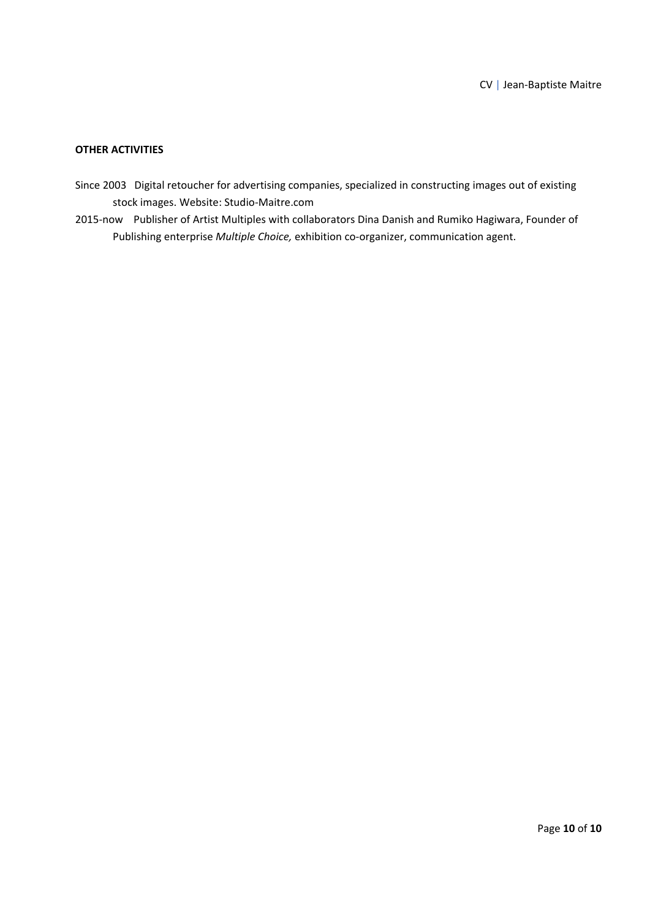**OTHER ACTIVITIES**

Since 2003 Digital retoucher for advertising companies, specialized in constructing images out of existing stock images. Website: Studio-Maitre.com

2015-now Publisher of Artist Multiples with collaborators Dina Danish and Rumiko Hagiwara, Founder of Publishing enterprise *Multiple Choice,* exhibition co-organizer, communication agent.